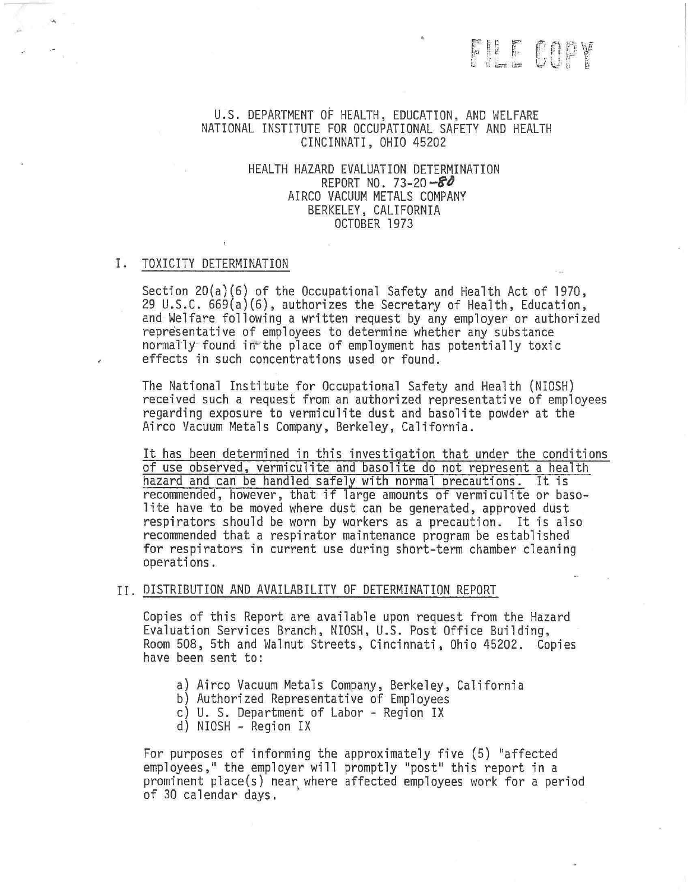FILE COPY

U.S. DEPARTMENT OF HEALTH, EDUCATION, AND WELFARE
NATIONAL INSTITUTE FOR OCCUPATIONAL SAFETY AND HEALTH
CINCINNATI, OHIO 45202

HEALTH HAZARD EVALUATION DETERMINATION
REPORT NO. 73-20-80
AIRCO VACUUM METALS COMPANY
BERKELEY, CALIFORNIA
OCTOBER 1973

## I. TOXICITY DETERMINATION

Section 20(a)(6) of the Occupational Safety and Health Act of 1970, 29 U.S.C. 669(a)(6), authorizes the Secretary of Health, Education, and Welfare following a written request by any employer or authorized representative of employees to determine whether any substance normally found in the place of employment has potentially toxic effects in such concentrations used or found.

The National Institute for Occupational Safety and Health (NIOSH) received such a request from an authorized representative of employees regarding exposure to vermiculite dust and basolite powder at the Airco Vacuum Metals Company, Berkeley, California.

It has been determined in this investigation that under the conditions of use observed, vermiculite and basolite do not represent a health hazard and can be handled safely with normal precautions. It is recommended, however, that if large amounts of vermiculite or basolite have to be moved where dust can be generated, approved dust respirators should be worn by workers as a precaution. It is also recommended that a respirator maintenance program be established for respirators in current use during short-term chamber cleaning operations.

## II. DISTRIBUTION AND AVAILABILITY OF DETERMINATION REPORT

Copies of this Report are available upon request from the Hazard Evaluation Services Branch, NIOSH, U.S. Post Office Building, Room 508, 5th and Walnut Streets, Cincinnati, Ohio 45202. Copies have been sent to:

a) Airco Vacuum Metals Company, Berkeley, California
b) Authorized Representative of Employees
c) U. S. Department of Labor - Region IX
d) NIOSH - Region IX

For purposes of informing the approximately five (5) "affected employees," the employer will promptly "post" this report in a prominent place(s) near where affected employees work for a period of 30 calendar days.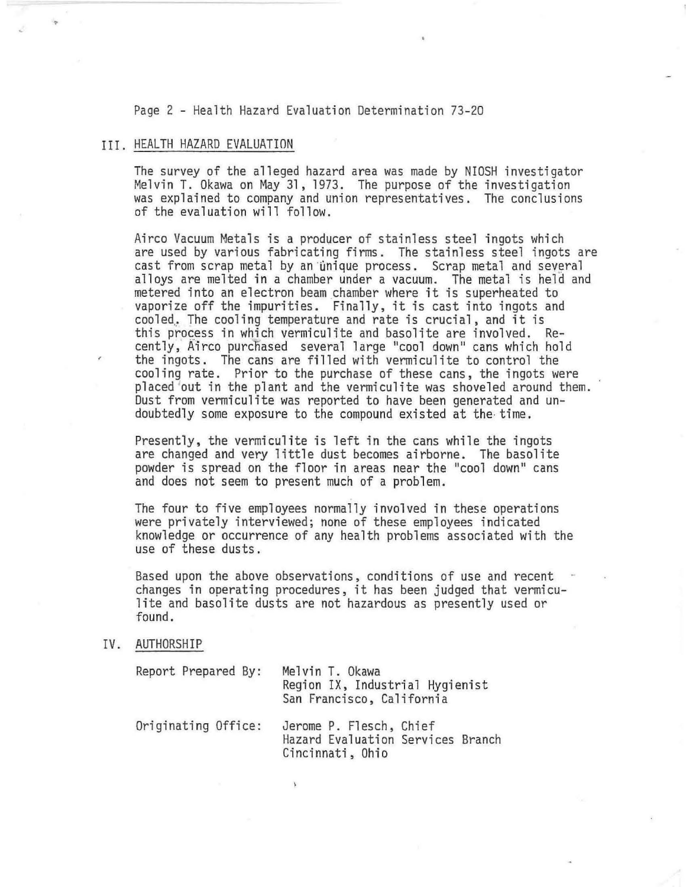## III. HEALTH HAZARD EVALUATION

The survey of the alleged hazard area was made by NIOSH investigator Melvin T. Okawa on May 31, 1973. The purpose of the investigation was explained to company and union representatives. The conclusions of the evaluation will follow.

Airco Vacuum Metals is a producer of stainless steel ingots which are used by various fabricating firms. The stainless steel ingots are cast from scrap metal by an unique process. Scrap metal and several alloys are melted in a chamber under a vacuum. The metal is held and metered into an electron beam chamber where it is superheated to vaporize off the impurities. Finally, it is cast into ingots and cooled. The cooling temperature and rate is crucial, and it is this process in which vermiculite and basolite are involved. Recently, Airco purchased several large "cool down" cans which hold the ingots. The cans are filled with vermiculite to control the cooling rate. Prior to the purchase of these cans, the ingots were placed out in the plant and the vermiculite was shoveled around them. Dust from vermiculite was reported to have been generated and undoubtedly some exposure to the compound existed at the time.

Presently, the vermiculite is left in the cans while the ingots are changed and very little dust becomes airborne. The basolite powder is spread on the floor in areas near the "cool down" cans and does not seem to present much of a problem.

The four to five employees normally involved in these operations were privately interviewed; none of these employees indicated knowledge or occurrence of any health problems associated with the use of these dusts.

Based upon the above observations, conditions of use and recent changes in operating procedures, it has been judged that vermiculite and basolite dusts are not hazardous as presently used or found.

## IV. AUTHORSHIP

| | |
|---|---|
| Report Prepared By: | Melvin T. Okawa<br>Region IX, Industrial Hygienist<br>San Francisco, California |
| Originating Office: | Jerome P. Flesch, Chief<br>Hazard Evaluation Services Branch<br>Cincinnati, Ohio |